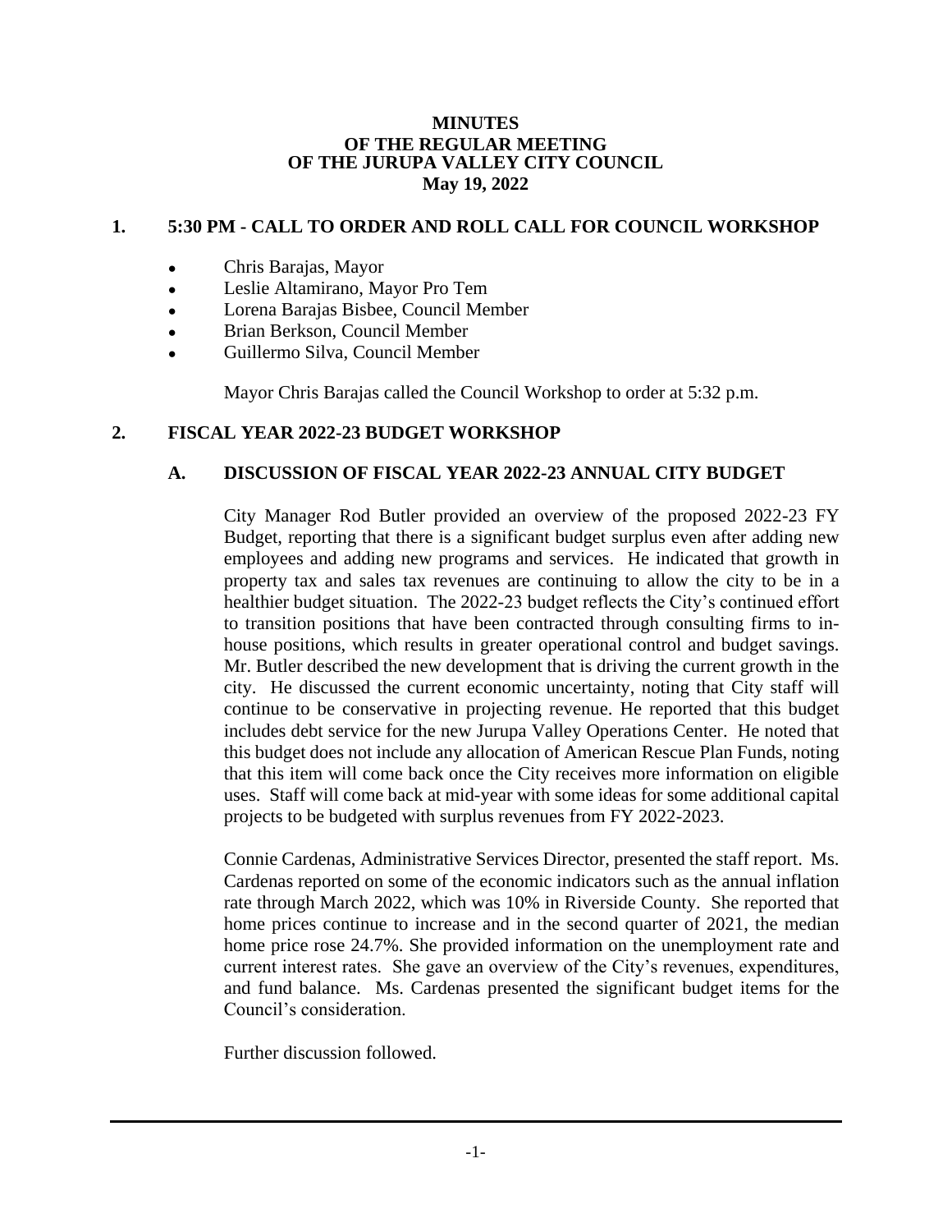**MINUTES**
**OF THE REGULAR MEETING**
**OF THE JURUPA VALLEY CITY COUNCIL**
**May 19, 2022**

## 1. 5:30 PM - CALL TO ORDER AND ROLL CALL FOR COUNCIL WORKSHOP

- Chris Barajas, Mayor
- Leslie Altamirano, Mayor Pro Tem
- Lorena Barajas Bisbee, Council Member
- Brian Berkson, Council Member
- Guillermo Silva, Council Member

Mayor Chris Barajas called the Council Workshop to order at 5:32 p.m.

## 2. FISCAL YEAR 2022-23 BUDGET WORKSHOP

### A. DISCUSSION OF FISCAL YEAR 2022-23 ANNUAL CITY BUDGET

City Manager Rod Butler provided an overview of the proposed 2022-23 FY Budget, reporting that there is a significant budget surplus even after adding new employees and adding new programs and services. He indicated that growth in property tax and sales tax revenues are continuing to allow the city to be in a healthier budget situation. The 2022-23 budget reflects the City's continued effort to transition positions that have been contracted through consulting firms to in-house positions, which results in greater operational control and budget savings. Mr. Butler described the new development that is driving the current growth in the city. He discussed the current economic uncertainty, noting that City staff will continue to be conservative in projecting revenue. He reported that this budget includes debt service for the new Jurupa Valley Operations Center. He noted that this budget does not include any allocation of American Rescue Plan Funds, noting that this item will come back once the City receives more information on eligible uses. Staff will come back at mid-year with some ideas for some additional capital projects to be budgeted with surplus revenues from FY 2022-2023.

Connie Cardenas, Administrative Services Director, presented the staff report. Ms. Cardenas reported on some of the economic indicators such as the annual inflation rate through March 2022, which was 10% in Riverside County. She reported that home prices continue to increase and in the second quarter of 2021, the median home price rose 24.7%. She provided information on the unemployment rate and current interest rates. She gave an overview of the City's revenues, expenditures, and fund balance. Ms. Cardenas presented the significant budget items for the Council's consideration.

Further discussion followed.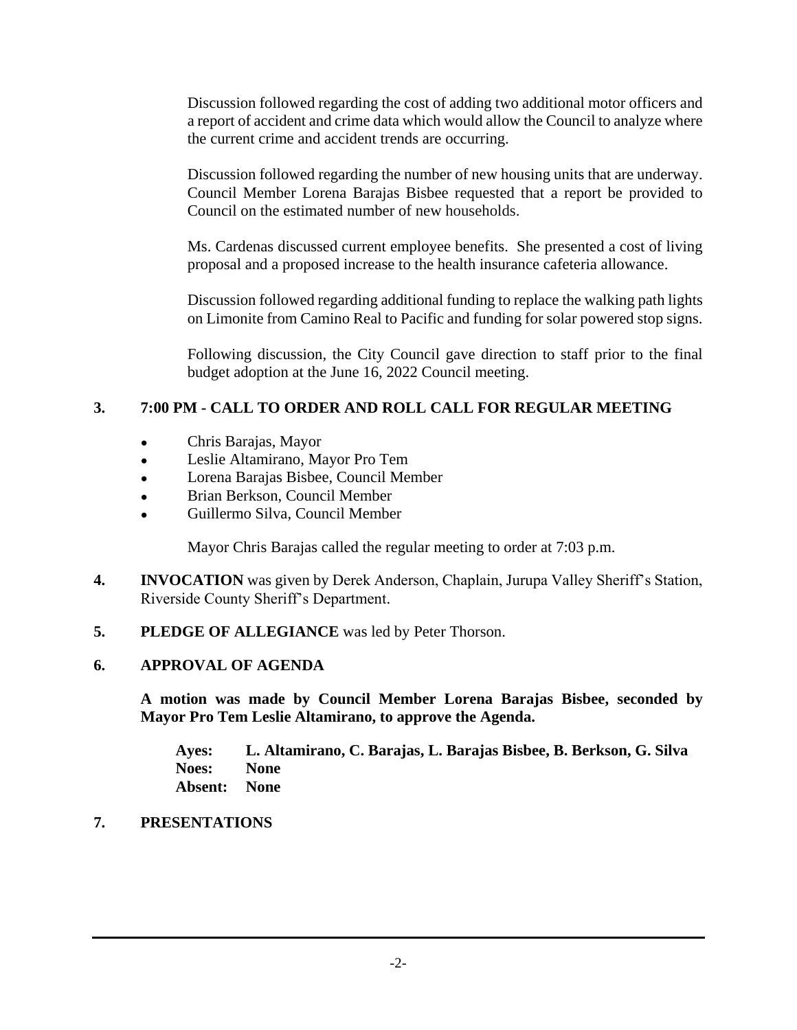Discussion followed regarding the cost of adding two additional motor officers and a report of accident and crime data which would allow the Council to analyze where the current crime and accident trends are occurring.

Discussion followed regarding the number of new housing units that are underway. Council Member Lorena Barajas Bisbee requested that a report be provided to Council on the estimated number of new households.

Ms. Cardenas discussed current employee benefits. She presented a cost of living proposal and a proposed increase to the health insurance cafeteria allowance.

Discussion followed regarding additional funding to replace the walking path lights on Limonite from Camino Real to Pacific and funding for solar powered stop signs.

Following discussion, the City Council gave direction to staff prior to the final budget adoption at the June 16, 2022 Council meeting.

## 3. 7:00 PM - CALL TO ORDER AND ROLL CALL FOR REGULAR MEETING

- Chris Barajas, Mayor
- Leslie Altamirano, Mayor Pro Tem
- Lorena Barajas Bisbee, Council Member
- Brian Berkson, Council Member
- Guillermo Silva, Council Member

Mayor Chris Barajas called the regular meeting to order at 7:03 p.m.

**4. INVOCATION** was given by Derek Anderson, Chaplain, Jurupa Valley Sheriff's Station, Riverside County Sheriff's Department.

**5. PLEDGE OF ALLEGIANCE** was led by Peter Thorson.

## 6. APPROVAL OF AGENDA

**A motion was made by Council Member Lorena Barajas Bisbee, seconded by Mayor Pro Tem Leslie Altamirano, to approve the Agenda.**

**Ayes: L. Altamirano, C. Barajas, L. Barajas Bisbee, B. Berkson, G. Silva**
**Noes: None**
**Absent: None**

## 7. PRESENTATIONS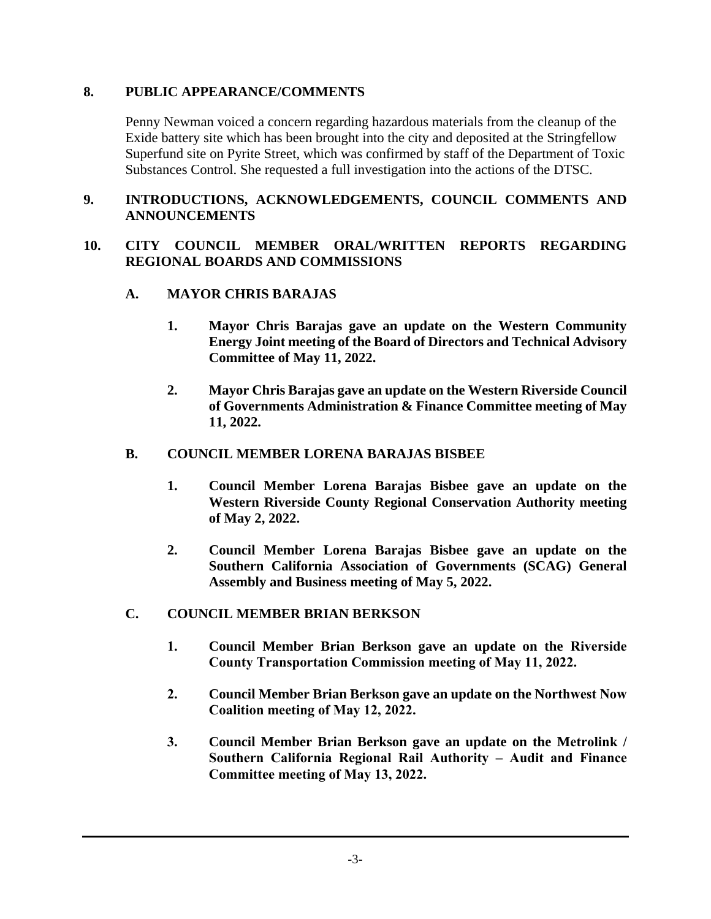## 8. PUBLIC APPEARANCE/COMMENTS

Penny Newman voiced a concern regarding hazardous materials from the cleanup of the Exide battery site which has been brought into the city and deposited at the Stringfellow Superfund site on Pyrite Street, which was confirmed by staff of the Department of Toxic Substances Control. She requested a full investigation into the actions of the DTSC.

## 9. INTRODUCTIONS, ACKNOWLEDGEMENTS, COUNCIL COMMENTS AND ANNOUNCEMENTS

## 10. CITY COUNCIL MEMBER ORAL/WRITTEN REPORTS REGARDING REGIONAL BOARDS AND COMMISSIONS

### A. MAYOR CHRIS BARAJAS

1. **Mayor Chris Barajas gave an update on the Western Community Energy Joint meeting of the Board of Directors and Technical Advisory Committee of May 11, 2022.**

2. **Mayor Chris Barajas gave an update on the Western Riverside Council of Governments Administration & Finance Committee meeting of May 11, 2022.**

### B. COUNCIL MEMBER LORENA BARAJAS BISBEE

1. **Council Member Lorena Barajas Bisbee gave an update on the Western Riverside County Regional Conservation Authority meeting of May 2, 2022.**

2. **Council Member Lorena Barajas Bisbee gave an update on the Southern California Association of Governments (SCAG) General Assembly and Business meeting of May 5, 2022.**

### C. COUNCIL MEMBER BRIAN BERKSON

1. **Council Member Brian Berkson gave an update on the Riverside County Transportation Commission meeting of May 11, 2022.**

2. **Council Member Brian Berkson gave an update on the Northwest Now Coalition meeting of May 12, 2022.**

3. **Council Member Brian Berkson gave an update on the Metrolink / Southern California Regional Rail Authority – Audit and Finance Committee meeting of May 13, 2022.**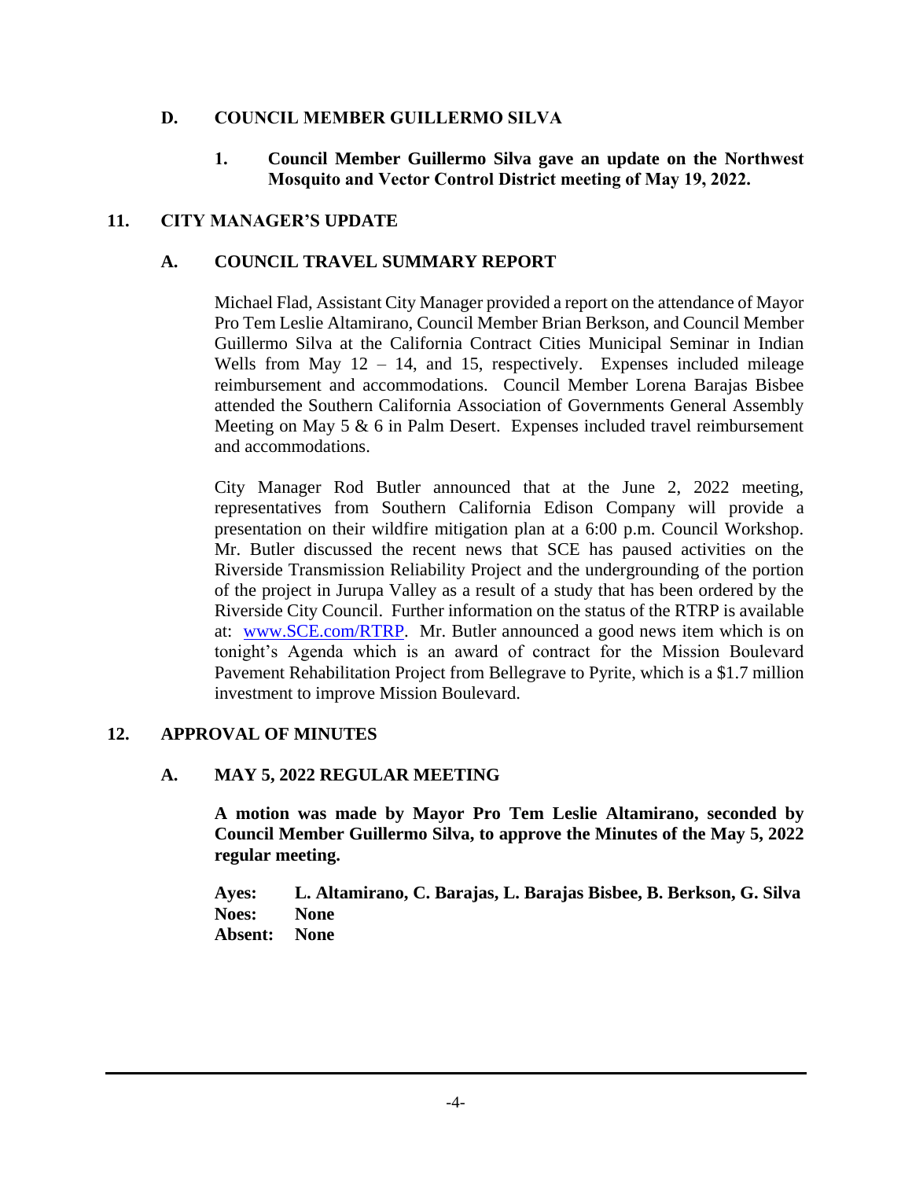### D. COUNCIL MEMBER GUILLERMO SILVA

**1. Council Member Guillermo Silva gave an update on the Northwest Mosquito and Vector Control District meeting of May 19, 2022.**

## 11. CITY MANAGER'S UPDATE

### A. COUNCIL TRAVEL SUMMARY REPORT

Michael Flad, Assistant City Manager provided a report on the attendance of Mayor Pro Tem Leslie Altamirano, Council Member Brian Berkson, and Council Member Guillermo Silva at the California Contract Cities Municipal Seminar in Indian Wells from May 12 – 14, and 15, respectively. Expenses included mileage reimbursement and accommodations. Council Member Lorena Barajas Bisbee attended the Southern California Association of Governments General Assembly Meeting on May 5 & 6 in Palm Desert. Expenses included travel reimbursement and accommodations.

City Manager Rod Butler announced that at the June 2, 2022 meeting, representatives from Southern California Edison Company will provide a presentation on their wildfire mitigation plan at a 6:00 p.m. Council Workshop. Mr. Butler discussed the recent news that SCE has paused activities on the Riverside Transmission Reliability Project and the undergrounding of the portion of the project in Jurupa Valley as a result of a study that has been ordered by the Riverside City Council. Further information on the status of the RTRP is available at: [www.SCE.com/RTRP](www.SCE.com/RTRP). Mr. Butler announced a good news item which is on tonight's Agenda which is an award of contract for the Mission Boulevard Pavement Rehabilitation Project from Bellegrave to Pyrite, which is a $1.7 million investment to improve Mission Boulevard.

## 12. APPROVAL OF MINUTES

### A. MAY 5, 2022 REGULAR MEETING

**A motion was made by Mayor Pro Tem Leslie Altamirano, seconded by Council Member Guillermo Silva, to approve the Minutes of the May 5, 2022 regular meeting.**

**Ayes: L. Altamirano, C. Barajas, L. Barajas Bisbee, B. Berkson, G. Silva**
**Noes: None**
**Absent: None**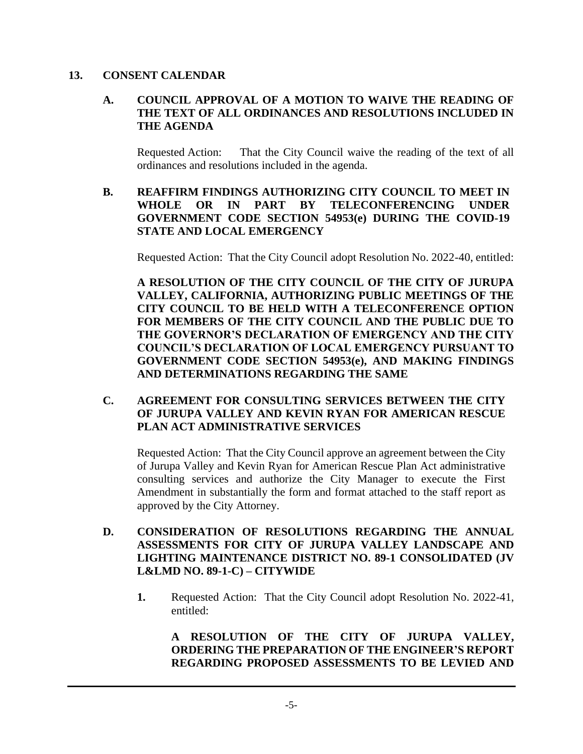## 13. CONSENT CALENDAR

### A. COUNCIL APPROVAL OF A MOTION TO WAIVE THE READING OF THE TEXT OF ALL ORDINANCES AND RESOLUTIONS INCLUDED IN THE AGENDA

Requested Action: That the City Council waive the reading of the text of all ordinances and resolutions included in the agenda.

### B. REAFFIRM FINDINGS AUTHORIZING CITY COUNCIL TO MEET IN WHOLE OR IN PART BY TELECONFERENCING UNDER GOVERNMENT CODE SECTION 54953(e) DURING THE COVID-19 STATE AND LOCAL EMERGENCY

Requested Action: That the City Council adopt Resolution No. 2022-40, entitled:

**A RESOLUTION OF THE CITY COUNCIL OF THE CITY OF JURUPA VALLEY, CALIFORNIA, AUTHORIZING PUBLIC MEETINGS OF THE CITY COUNCIL TO BE HELD WITH A TELECONFERENCE OPTION FOR MEMBERS OF THE CITY COUNCIL AND THE PUBLIC DUE TO THE GOVERNOR'S DECLARATION OF EMERGENCY AND THE CITY COUNCIL'S DECLARATION OF LOCAL EMERGENCY PURSUANT TO GOVERNMENT CODE SECTION 54953(e), AND MAKING FINDINGS AND DETERMINATIONS REGARDING THE SAME**

### C. AGREEMENT FOR CONSULTING SERVICES BETWEEN THE CITY OF JURUPA VALLEY AND KEVIN RYAN FOR AMERICAN RESCUE PLAN ACT ADMINISTRATIVE SERVICES

Requested Action: That the City Council approve an agreement between the City of Jurupa Valley and Kevin Ryan for American Rescue Plan Act administrative consulting services and authorize the City Manager to execute the First Amendment in substantially the form and format attached to the staff report as approved by the City Attorney.

### D. CONSIDERATION OF RESOLUTIONS REGARDING THE ANNUAL ASSESSMENTS FOR CITY OF JURUPA VALLEY LANDSCAPE AND LIGHTING MAINTENANCE DISTRICT NO. 89-1 CONSOLIDATED (JV L&LMD NO. 89-1-C) – CITYWIDE

1. Requested Action: That the City Council adopt Resolution No. 2022-41, entitled:

   **A RESOLUTION OF THE CITY OF JURUPA VALLEY, ORDERING THE PREPARATION OF THE ENGINEER'S REPORT REGARDING PROPOSED ASSESSMENTS TO BE LEVIED AND**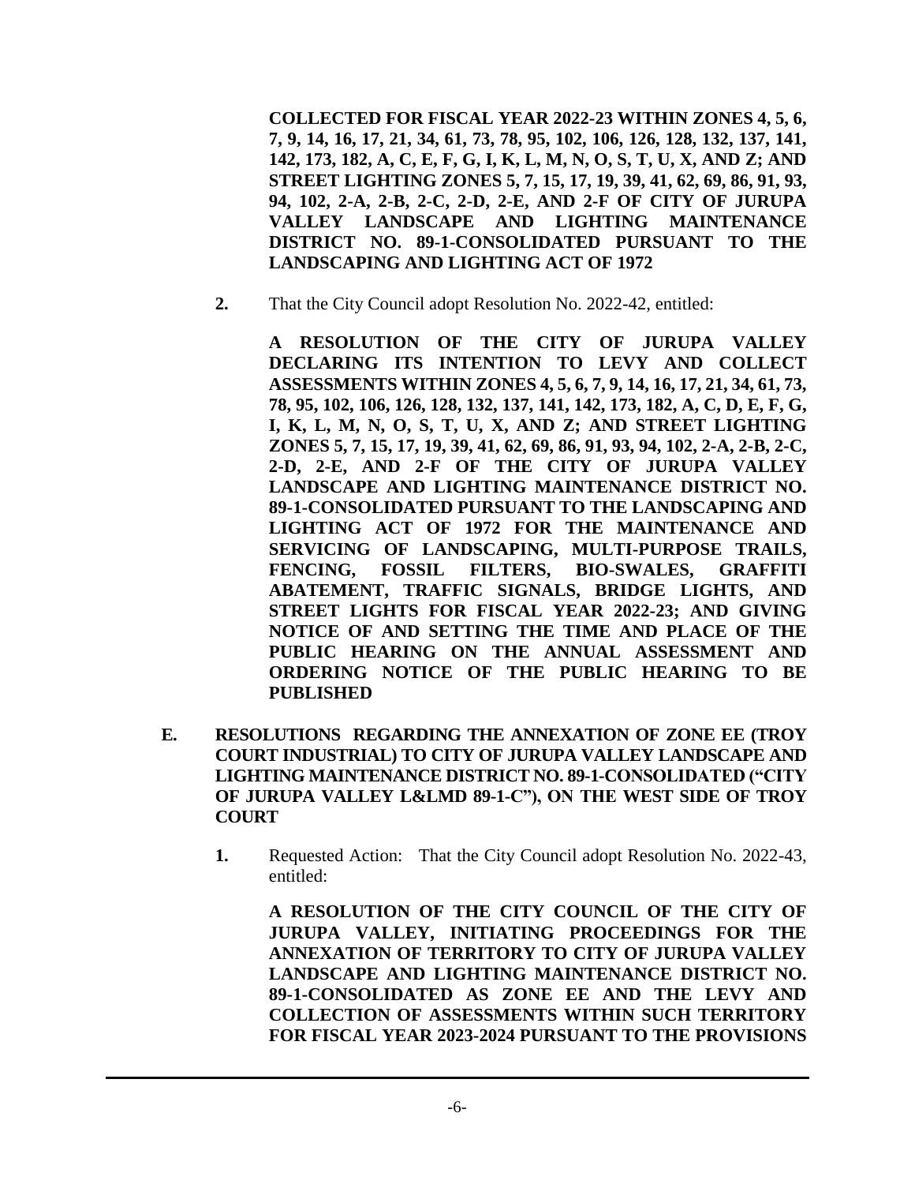**COLLECTED FOR FISCAL YEAR 2022-23 WITHIN ZONES 4, 5, 6, 7, 9, 14, 16, 17, 21, 34, 61, 73, 78, 95, 102, 106, 126, 128, 132, 137, 141, 142, 173, 182, A, C, E, F, G, I, K, L, M, N, O, S, T, U, X, AND Z; AND STREET LIGHTING ZONES 5, 7, 15, 17, 19, 39, 41, 62, 69, 86, 91, 93, 94, 102, 2-A, 2-B, 2-C, 2-D, 2-E, AND 2-F OF CITY OF JURUPA VALLEY LANDSCAPE AND LIGHTING MAINTENANCE DISTRICT NO. 89-1-CONSOLIDATED PURSUANT TO THE LANDSCAPING AND LIGHTING ACT OF 1972**

**2.** That the City Council adopt Resolution No. 2022-42, entitled:

**A RESOLUTION OF THE CITY OF JURUPA VALLEY DECLARING ITS INTENTION TO LEVY AND COLLECT ASSESSMENTS WITHIN ZONES 4, 5, 6, 7, 9, 14, 16, 17, 21, 34, 61, 73, 78, 95, 102, 106, 126, 128, 132, 137, 141, 142, 173, 182, A, C, D, E, F, G, I, K, L, M, N, O, S, T, U, X, AND Z; AND STREET LIGHTING ZONES 5, 7, 15, 17, 19, 39, 41, 62, 69, 86, 91, 93, 94, 102, 2-A, 2-B, 2-C, 2-D, 2-E, AND 2-F OF THE CITY OF JURUPA VALLEY LANDSCAPE AND LIGHTING MAINTENANCE DISTRICT NO. 89-1-CONSOLIDATED PURSUANT TO THE LANDSCAPING AND LIGHTING ACT OF 1972 FOR THE MAINTENANCE AND SERVICING OF LANDSCAPING, MULTI-PURPOSE TRAILS, FENCING, FOSSIL FILTERS, BIO-SWALES, GRAFFITI ABATEMENT, TRAFFIC SIGNALS, BRIDGE LIGHTS, AND STREET LIGHTS FOR FISCAL YEAR 2022-23; AND GIVING NOTICE OF AND SETTING THE TIME AND PLACE OF THE PUBLIC HEARING ON THE ANNUAL ASSESSMENT AND ORDERING NOTICE OF THE PUBLIC HEARING TO BE PUBLISHED**

**E. RESOLUTIONS REGARDING THE ANNEXATION OF ZONE EE (TROY COURT INDUSTRIAL) TO CITY OF JURUPA VALLEY LANDSCAPE AND LIGHTING MAINTENANCE DISTRICT NO. 89-1-CONSOLIDATED ("CITY OF JURUPA VALLEY L&LMD 89-1-C"), ON THE WEST SIDE OF TROY COURT**

**1.** Requested Action: That the City Council adopt Resolution No. 2022-43, entitled:

**A RESOLUTION OF THE CITY COUNCIL OF THE CITY OF JURUPA VALLEY, INITIATING PROCEEDINGS FOR THE ANNEXATION OF TERRITORY TO CITY OF JURUPA VALLEY LANDSCAPE AND LIGHTING MAINTENANCE DISTRICT NO. 89-1-CONSOLIDATED AS ZONE EE AND THE LEVY AND COLLECTION OF ASSESSMENTS WITHIN SUCH TERRITORY FOR FISCAL YEAR 2023-2024 PURSUANT TO THE PROVISIONS**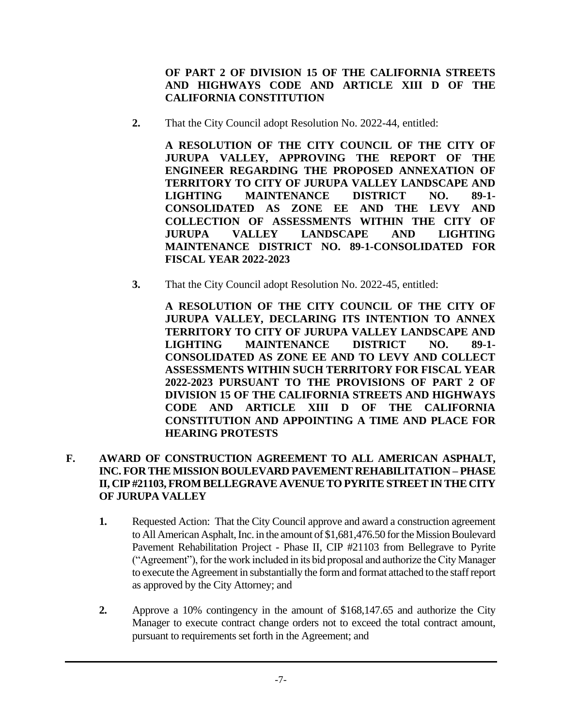**OF PART 2 OF DIVISION 15 OF THE CALIFORNIA STREETS AND HIGHWAYS CODE AND ARTICLE XIII D OF THE CALIFORNIA CONSTITUTION**

**2.** That the City Council adopt Resolution No. 2022-44, entitled:

**A RESOLUTION OF THE CITY COUNCIL OF THE CITY OF JURUPA VALLEY, APPROVING THE REPORT OF THE ENGINEER REGARDING THE PROPOSED ANNEXATION OF TERRITORY TO CITY OF JURUPA VALLEY LANDSCAPE AND LIGHTING MAINTENANCE DISTRICT NO. 89-1-CONSOLIDATED AS ZONE EE AND THE LEVY AND COLLECTION OF ASSESSMENTS WITHIN THE CITY OF JURUPA VALLEY LANDSCAPE AND LIGHTING MAINTENANCE DISTRICT NO. 89-1-CONSOLIDATED FOR FISCAL YEAR 2022-2023**

**3.** That the City Council adopt Resolution No. 2022-45, entitled:

**A RESOLUTION OF THE CITY COUNCIL OF THE CITY OF JURUPA VALLEY, DECLARING ITS INTENTION TO ANNEX TERRITORY TO CITY OF JURUPA VALLEY LANDSCAPE AND LIGHTING MAINTENANCE DISTRICT NO. 89-1-CONSOLIDATED AS ZONE EE AND TO LEVY AND COLLECT ASSESSMENTS WITHIN SUCH TERRITORY FOR FISCAL YEAR 2022-2023 PURSUANT TO THE PROVISIONS OF PART 2 OF DIVISION 15 OF THE CALIFORNIA STREETS AND HIGHWAYS CODE AND ARTICLE XIII D OF THE CALIFORNIA CONSTITUTION AND APPOINTING A TIME AND PLACE FOR HEARING PROTESTS**

## F. AWARD OF CONSTRUCTION AGREEMENT TO ALL AMERICAN ASPHALT, INC. FOR THE MISSION BOULEVARD PAVEMENT REHABILITATION – PHASE II, CIP #21103, FROM BELLEGRAVE AVENUE TO PYRITE STREET IN THE CITY OF JURUPA VALLEY

**1.** Requested Action: That the City Council approve and award a construction agreement to All American Asphalt, Inc. in the amount of $1,681,476.50 for the Mission Boulevard Pavement Rehabilitation Project - Phase II, CIP #21103 from Bellegrave to Pyrite ("Agreement"), for the work included in its bid proposal and authorize the City Manager to execute the Agreement in substantially the form and format attached to the staff report as approved by the City Attorney; and

**2.** Approve a 10% contingency in the amount of $168,147.65 and authorize the City Manager to execute contract change orders not to exceed the total contract amount, pursuant to requirements set forth in the Agreement; and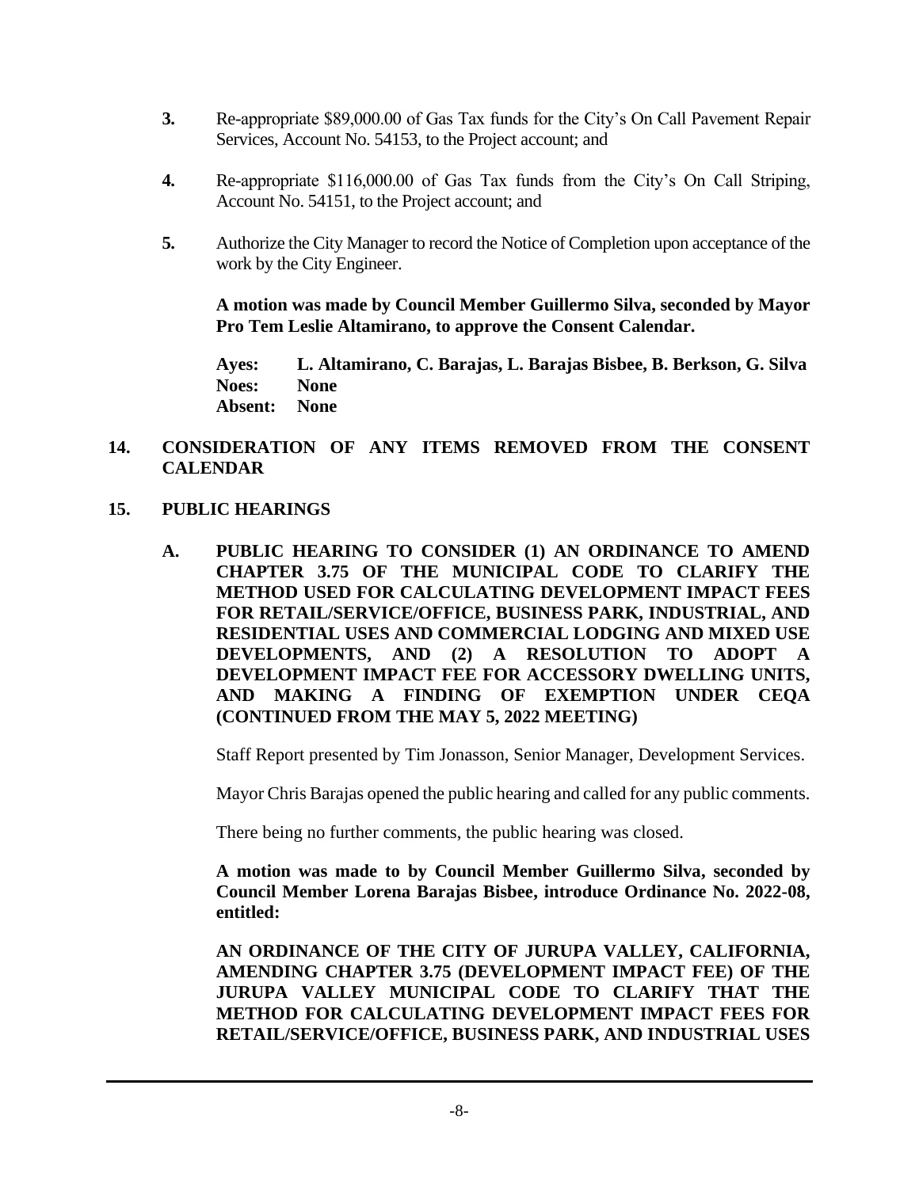3. Re-appropriate $89,000.00 of Gas Tax funds for the City's On Call Pavement Repair Services, Account No. 54153, to the Project account; and

4. Re-appropriate $116,000.00 of Gas Tax funds from the City's On Call Striping, Account No. 54151, to the Project account; and

5. Authorize the City Manager to record the Notice of Completion upon acceptance of the work by the City Engineer.

**A motion was made by Council Member Guillermo Silva, seconded by Mayor Pro Tem Leslie Altamirano, to approve the Consent Calendar.**

**Ayes: L. Altamirano, C. Barajas, L. Barajas Bisbee, B. Berkson, G. Silva**
**Noes: None**
**Absent: None**

## 14. CONSIDERATION OF ANY ITEMS REMOVED FROM THE CONSENT CALENDAR

## 15. PUBLIC HEARINGS

### A. PUBLIC HEARING TO CONSIDER (1) AN ORDINANCE TO AMEND CHAPTER 3.75 OF THE MUNICIPAL CODE TO CLARIFY THE METHOD USED FOR CALCULATING DEVELOPMENT IMPACT FEES FOR RETAIL/SERVICE/OFFICE, BUSINESS PARK, INDUSTRIAL, AND RESIDENTIAL USES AND COMMERCIAL LODGING AND MIXED USE DEVELOPMENTS, AND (2) A RESOLUTION TO ADOPT A DEVELOPMENT IMPACT FEE FOR ACCESSORY DWELLING UNITS, AND MAKING A FINDING OF EXEMPTION UNDER CEQA (CONTINUED FROM THE MAY 5, 2022 MEETING)

Staff Report presented by Tim Jonasson, Senior Manager, Development Services.

Mayor Chris Barajas opened the public hearing and called for any public comments.

There being no further comments, the public hearing was closed.

**A motion was made to by Council Member Guillermo Silva, seconded by Council Member Lorena Barajas Bisbee, introduce Ordinance No. 2022-08, entitled:**

**AN ORDINANCE OF THE CITY OF JURUPA VALLEY, CALIFORNIA, AMENDING CHAPTER 3.75 (DEVELOPMENT IMPACT FEE) OF THE JURUPA VALLEY MUNICIPAL CODE TO CLARIFY THAT THE METHOD FOR CALCULATING DEVELOPMENT IMPACT FEES FOR RETAIL/SERVICE/OFFICE, BUSINESS PARK, AND INDUSTRIAL USES**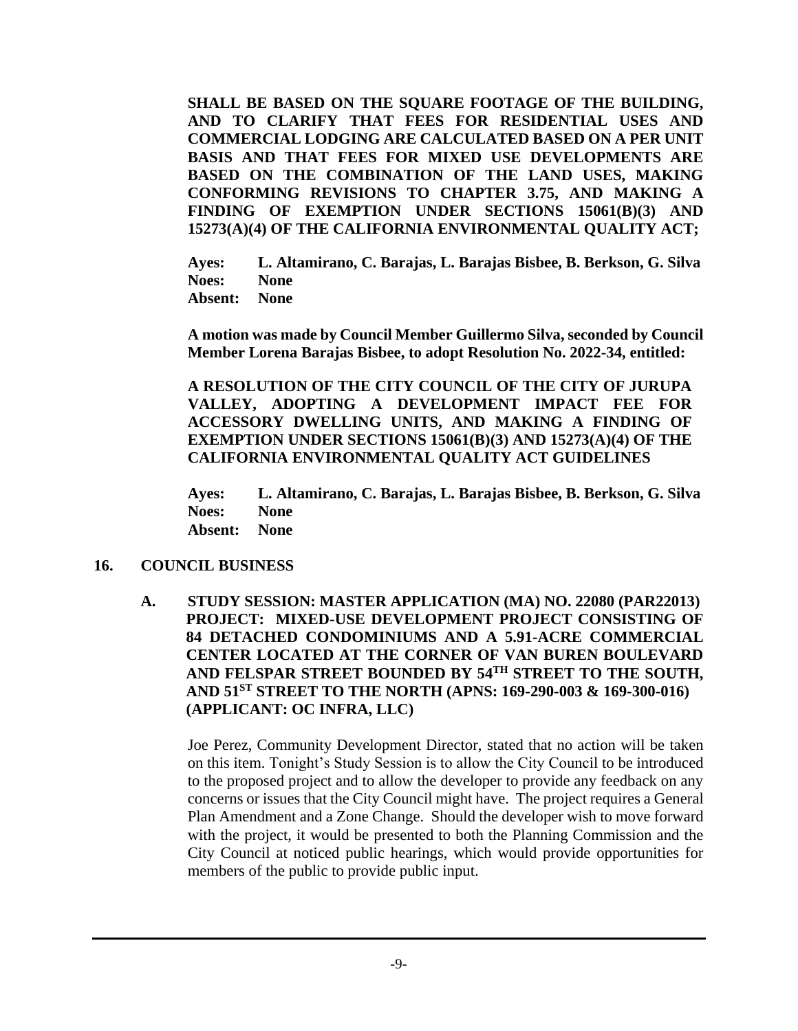**SHALL BE BASED ON THE SQUARE FOOTAGE OF THE BUILDING, AND TO CLARIFY THAT FEES FOR RESIDENTIAL USES AND COMMERCIAL LODGING ARE CALCULATED BASED ON A PER UNIT BASIS AND THAT FEES FOR MIXED USE DEVELOPMENTS ARE BASED ON THE COMBINATION OF THE LAND USES, MAKING CONFORMING REVISIONS TO CHAPTER 3.75, AND MAKING A FINDING OF EXEMPTION UNDER SECTIONS 15061(B)(3) AND 15273(A)(4) OF THE CALIFORNIA ENVIRONMENTAL QUALITY ACT;**

**Ayes: L. Altamirano, C. Barajas, L. Barajas Bisbee, B. Berkson, G. Silva**
**Noes: None**
**Absent: None**

**A motion was made by Council Member Guillermo Silva, seconded by Council Member Lorena Barajas Bisbee, to adopt Resolution No. 2022-34, entitled:**

**A RESOLUTION OF THE CITY COUNCIL OF THE CITY OF JURUPA VALLEY, ADOPTING A DEVELOPMENT IMPACT FEE FOR ACCESSORY DWELLING UNITS, AND MAKING A FINDING OF EXEMPTION UNDER SECTIONS 15061(B)(3) AND 15273(A)(4) OF THE CALIFORNIA ENVIRONMENTAL QUALITY ACT GUIDELINES**

**Ayes: L. Altamirano, C. Barajas, L. Barajas Bisbee, B. Berkson, G. Silva**
**Noes: None**
**Absent: None**

## 16. COUNCIL BUSINESS

### A. STUDY SESSION: MASTER APPLICATION (MA) NO. 22080 (PAR22013) PROJECT: MIXED-USE DEVELOPMENT PROJECT CONSISTING OF 84 DETACHED CONDOMINIUMS AND A 5.91-ACRE COMMERCIAL CENTER LOCATED AT THE CORNER OF VAN BUREN BOULEVARD AND FELSPAR STREET BOUNDED BY 54TH STREET TO THE SOUTH, AND 51ST STREET TO THE NORTH (APNS: 169-290-003 & 169-300-016) (APPLICANT: OC INFRA, LLC)

Joe Perez, Community Development Director, stated that no action will be taken on this item. Tonight's Study Session is to allow the City Council to be introduced to the proposed project and to allow the developer to provide any feedback on any concerns or issues that the City Council might have. The project requires a General Plan Amendment and a Zone Change. Should the developer wish to move forward with the project, it would be presented to both the Planning Commission and the City Council at noticed public hearings, which would provide opportunities for members of the public to provide public input.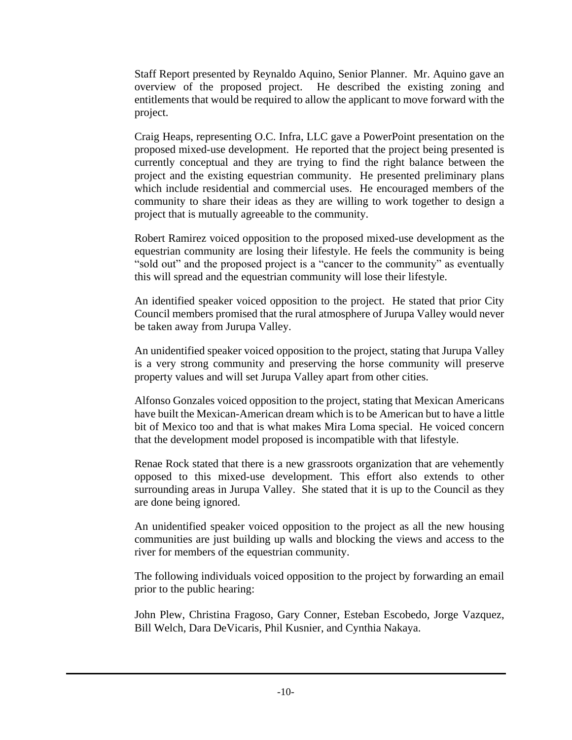Staff Report presented by Reynaldo Aquino, Senior Planner. Mr. Aquino gave an overview of the proposed project. He described the existing zoning and entitlements that would be required to allow the applicant to move forward with the project.

Craig Heaps, representing O.C. Infra, LLC gave a PowerPoint presentation on the proposed mixed-use development. He reported that the project being presented is currently conceptual and they are trying to find the right balance between the project and the existing equestrian community. He presented preliminary plans which include residential and commercial uses. He encouraged members of the community to share their ideas as they are willing to work together to design a project that is mutually agreeable to the community.

Robert Ramirez voiced opposition to the proposed mixed-use development as the equestrian community are losing their lifestyle. He feels the community is being "sold out" and the proposed project is a "cancer to the community" as eventually this will spread and the equestrian community will lose their lifestyle.

An identified speaker voiced opposition to the project. He stated that prior City Council members promised that the rural atmosphere of Jurupa Valley would never be taken away from Jurupa Valley.

An unidentified speaker voiced opposition to the project, stating that Jurupa Valley is a very strong community and preserving the horse community will preserve property values and will set Jurupa Valley apart from other cities.

Alfonso Gonzales voiced opposition to the project, stating that Mexican Americans have built the Mexican-American dream which is to be American but to have a little bit of Mexico too and that is what makes Mira Loma special. He voiced concern that the development model proposed is incompatible with that lifestyle.

Renae Rock stated that there is a new grassroots organization that are vehemently opposed to this mixed-use development. This effort also extends to other surrounding areas in Jurupa Valley. She stated that it is up to the Council as they are done being ignored.

An unidentified speaker voiced opposition to the project as all the new housing communities are just building up walls and blocking the views and access to the river for members of the equestrian community.

The following individuals voiced opposition to the project by forwarding an email prior to the public hearing:

John Plew, Christina Fragoso, Gary Conner, Esteban Escobedo, Jorge Vazquez, Bill Welch, Dara DeVicaris, Phil Kusnier, and Cynthia Nakaya.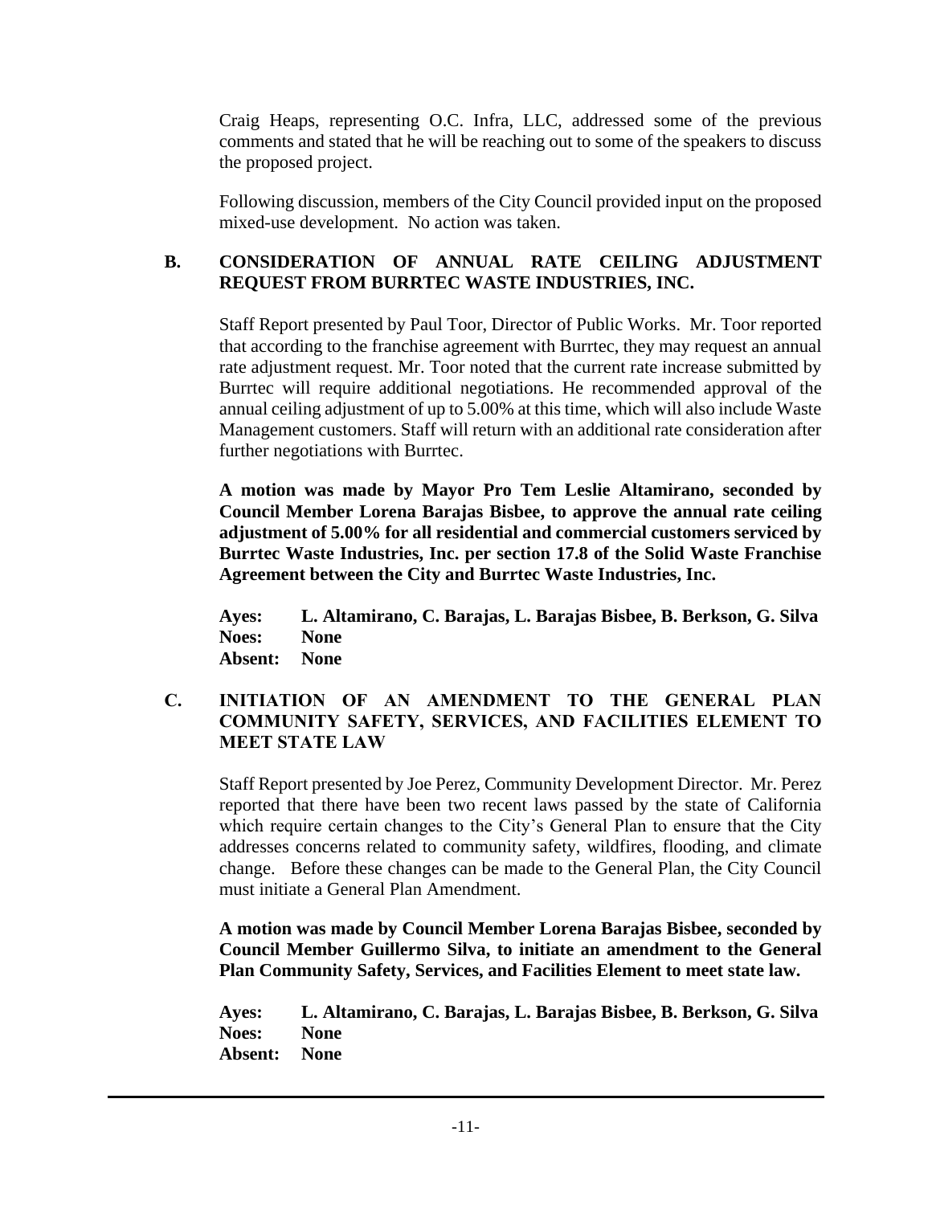Craig Heaps, representing O.C. Infra, LLC, addressed some of the previous comments and stated that he will be reaching out to some of the speakers to discuss the proposed project.

Following discussion, members of the City Council provided input on the proposed mixed-use development. No action was taken.

### B. CONSIDERATION OF ANNUAL RATE CEILING ADJUSTMENT REQUEST FROM BURRTEC WASTE INDUSTRIES, INC.

Staff Report presented by Paul Toor, Director of Public Works. Mr. Toor reported that according to the franchise agreement with Burrtec, they may request an annual rate adjustment request. Mr. Toor noted that the current rate increase submitted by Burrtec will require additional negotiations. He recommended approval of the annual ceiling adjustment of up to 5.00% at this time, which will also include Waste Management customers. Staff will return with an additional rate consideration after further negotiations with Burrtec.

**A motion was made by Mayor Pro Tem Leslie Altamirano, seconded by Council Member Lorena Barajas Bisbee, to approve the annual rate ceiling adjustment of 5.00% for all residential and commercial customers serviced by Burrtec Waste Industries, Inc. per section 17.8 of the Solid Waste Franchise Agreement between the City and Burrtec Waste Industries, Inc.**

**Ayes:** **L. Altamirano, C. Barajas, L. Barajas Bisbee, B. Berkson, G. Silva**
**Noes:** **None**
**Absent:** **None**

### C. INITIATION OF AN AMENDMENT TO THE GENERAL PLAN COMMUNITY SAFETY, SERVICES, AND FACILITIES ELEMENT TO MEET STATE LAW

Staff Report presented by Joe Perez, Community Development Director. Mr. Perez reported that there have been two recent laws passed by the state of California which require certain changes to the City's General Plan to ensure that the City addresses concerns related to community safety, wildfires, flooding, and climate change. Before these changes can be made to the General Plan, the City Council must initiate a General Plan Amendment.

**A motion was made by Council Member Lorena Barajas Bisbee, seconded by Council Member Guillermo Silva, to initiate an amendment to the General Plan Community Safety, Services, and Facilities Element to meet state law.**

**Ayes:** **L. Altamirano, C. Barajas, L. Barajas Bisbee, B. Berkson, G. Silva**
**Noes:** **None**
**Absent:** **None**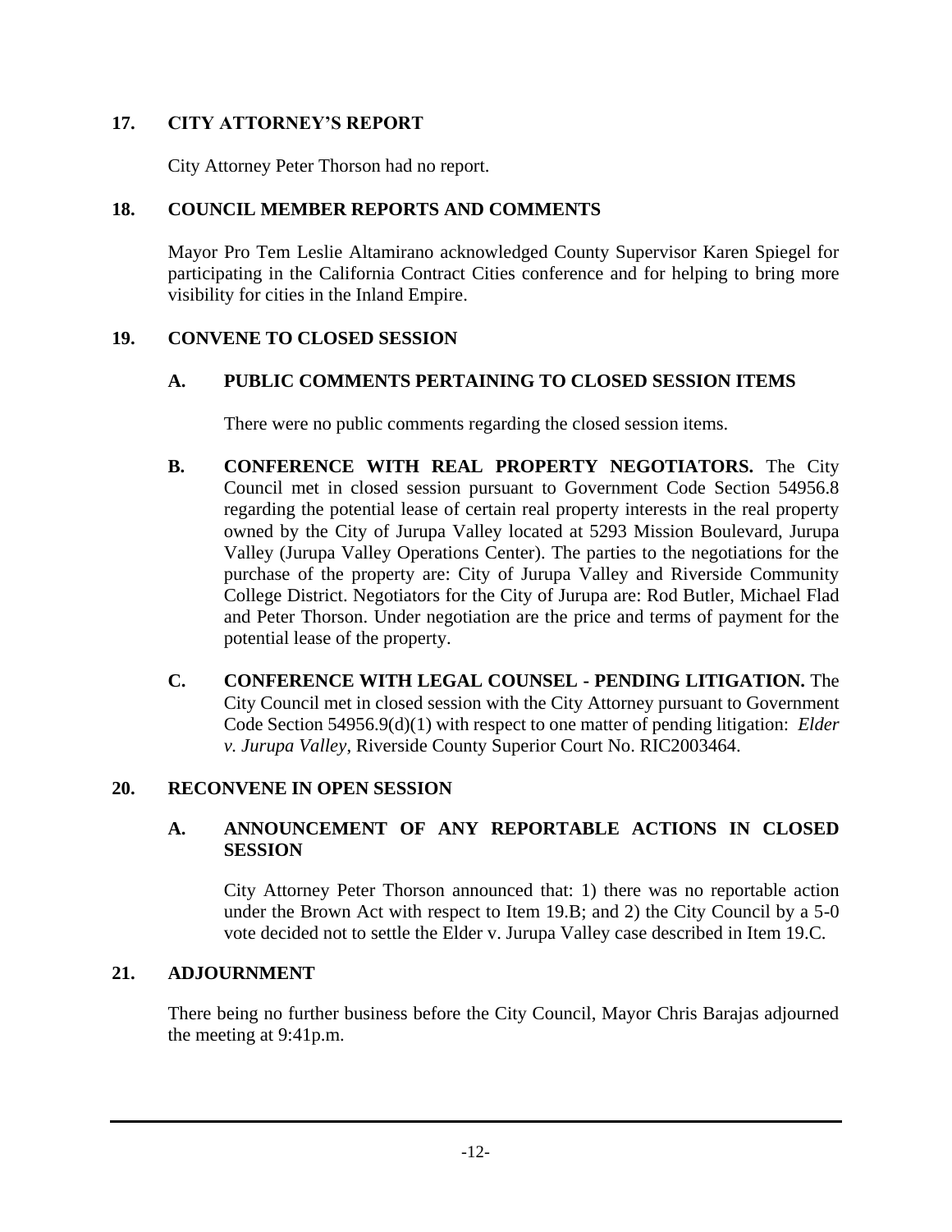## 17. CITY ATTORNEY'S REPORT

City Attorney Peter Thorson had no report.

## 18. COUNCIL MEMBER REPORTS AND COMMENTS

Mayor Pro Tem Leslie Altamirano acknowledged County Supervisor Karen Spiegel for participating in the California Contract Cities conference and for helping to bring more visibility for cities in the Inland Empire.

## 19. CONVENE TO CLOSED SESSION

### A. PUBLIC COMMENTS PERTAINING TO CLOSED SESSION ITEMS

There were no public comments regarding the closed session items.

**B. CONFERENCE WITH REAL PROPERTY NEGOTIATORS.** The City Council met in closed session pursuant to Government Code Section 54956.8 regarding the potential lease of certain real property interests in the real property owned by the City of Jurupa Valley located at 5293 Mission Boulevard, Jurupa Valley (Jurupa Valley Operations Center). The parties to the negotiations for the purchase of the property are: City of Jurupa Valley and Riverside Community College District. Negotiators for the City of Jurupa are: Rod Butler, Michael Flad and Peter Thorson. Under negotiation are the price and terms of payment for the potential lease of the property.

**C. CONFERENCE WITH LEGAL COUNSEL - PENDING LITIGATION.** The City Council met in closed session with the City Attorney pursuant to Government Code Section 54956.9(d)(1) with respect to one matter of pending litigation: *Elder v. Jurupa Valley*, Riverside County Superior Court No. RIC2003464.

## 20. RECONVENE IN OPEN SESSION

### A. ANNOUNCEMENT OF ANY REPORTABLE ACTIONS IN CLOSED SESSION

City Attorney Peter Thorson announced that: 1) there was no reportable action under the Brown Act with respect to Item 19.B; and 2) the City Council by a 5-0 vote decided not to settle the Elder v. Jurupa Valley case described in Item 19.C.

## 21. ADJOURNMENT

There being no further business before the City Council, Mayor Chris Barajas adjourned the meeting at 9:41p.m.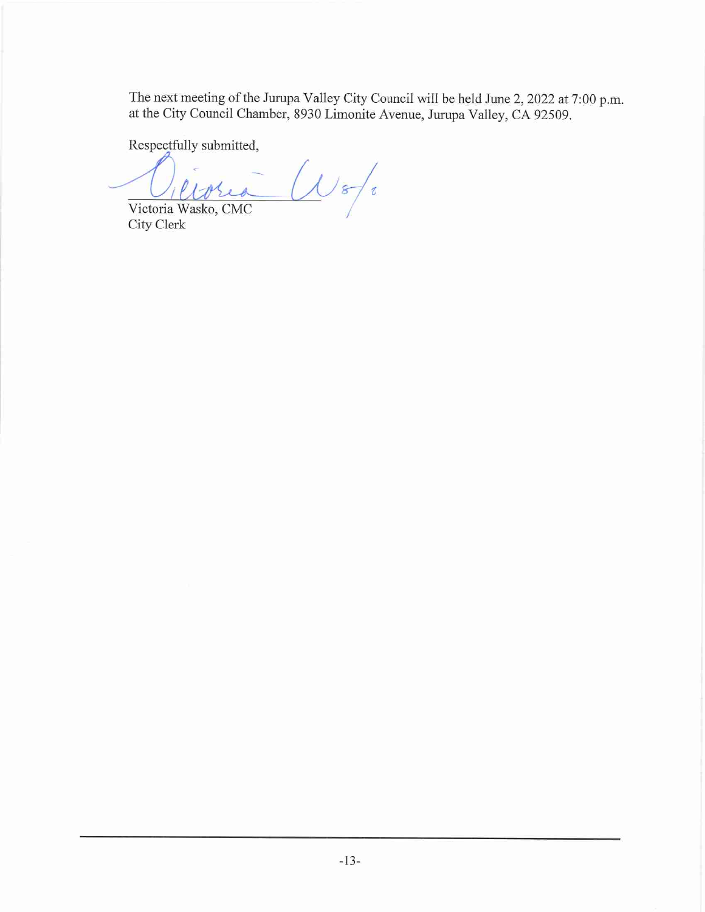The next meeting of the Jurupa Valley City Council will be held June 2, 2022 at 7:00 p.m. at the City Council Chamber, 8930 Limonite Avenue, Jurupa Valley, CA 92509.

Respectfully submitted,

Victoria Wasko, CMC
City Clerk